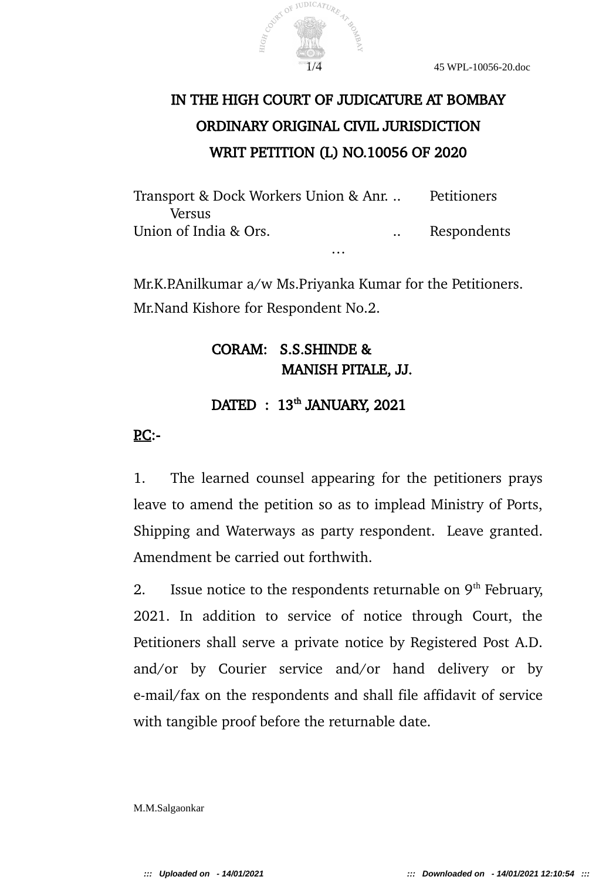# IN THE HIGH COURT OF JUDICATURE AT BOMBAY

## ORDINARY ORIGINAL CIVIL JURISDICTION

## WRIT PETITION (L) NO.10056 OF 2020

Transport & Dock Workers Union & Anr. .. Petitioners
Versus
Union of India & Ors. .. Respondents

…

Mr.K.P.Anilkumar a/w Ms.Priyanka Kumar for the Petitioners.
Mr.Nand Kishore for Respondent No.2.

**CORAM: S.S.SHINDE &**
**MANISH PITALE, JJ.**

**DATED : 13th JANUARY, 2021**

**P.C:-**

1. The learned counsel appearing for the petitioners prays leave to amend the petition so as to implead Ministry of Ports, Shipping and Waterways as party respondent. Leave granted. Amendment be carried out forthwith.

2. Issue notice to the respondents returnable on 9th February, 2021. In addition to service of notice through Court, the Petitioners shall serve a private notice by Registered Post A.D. and/or by Courier service and/or hand delivery or by e-mail/fax on the respondents and shall file affidavit of service with tangible proof before the returnable date.

M.M.Salgaonkar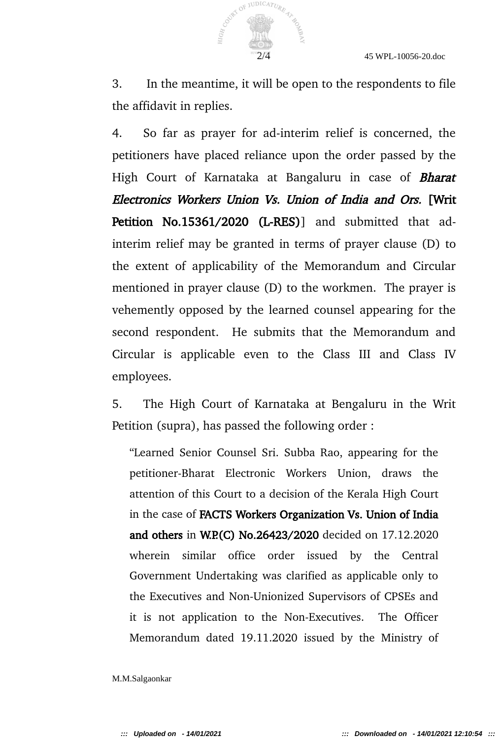3. In the meantime, it will be open to the respondents to file the affidavit in replies.

4. So far as prayer for ad-interim relief is concerned, the petitioners have placed reliance upon the order passed by the High Court of Karnataka at Bangaluru in case of ***Bharat Electronics Workers Union Vs. Union of India and Ors.*** **[Writ Petition No.15361/2020 (L-RES)**] and submitted that ad-interim relief may be granted in terms of prayer clause (D) to the extent of applicability of the Memorandum and Circular mentioned in prayer clause (D) to the workmen. The prayer is vehemently opposed by the learned counsel appearing for the second respondent. He submits that the Memorandum and Circular is applicable even to the Class III and Class IV employees.

5. The High Court of Karnataka at Bengaluru in the Writ Petition (supra), has passed the following order :

> "Learned Senior Counsel Sri. Subba Rao, appearing for the petitioner-Bharat Electronic Workers Union, draws the attention of this Court to a decision of the Kerala High Court in the case of **FACTS Workers Organization Vs. Union of India and others** in **W.P.(C) No.26423/2020** decided on 17.12.2020 wherein similar office order issued by the Central Government Undertaking was clarified as applicable only to the Executives and Non-Unionized Supervisors of CPSEs and it is not application to the Non-Executives. The Officer Memorandum dated 19.11.2020 issued by the Ministry of

M.M.Salgaonkar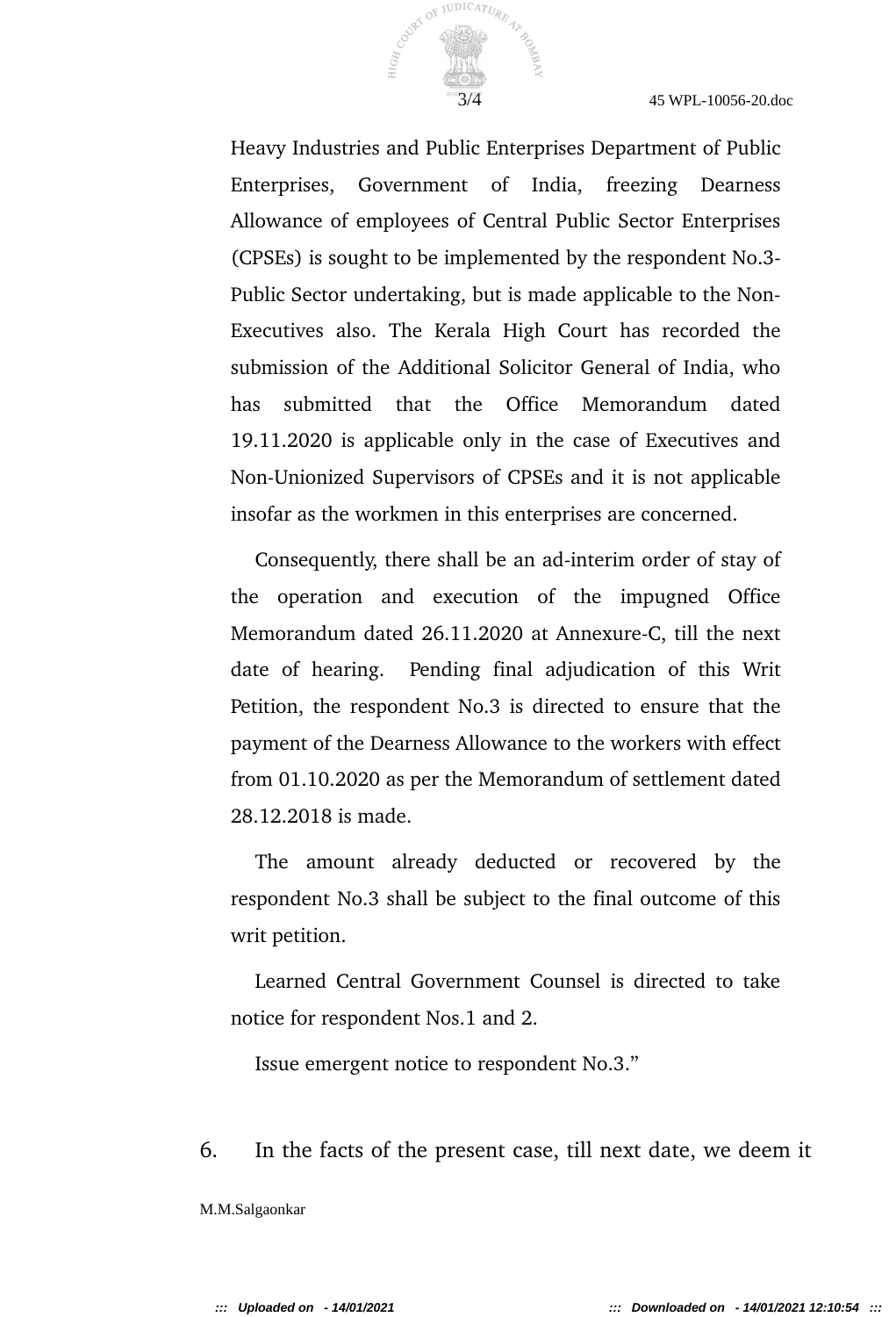Heavy Industries and Public Enterprises Department of Public Enterprises, Government of India, freezing Dearness Allowance of employees of Central Public Sector Enterprises (CPSEs) is sought to be implemented by the respondent No.3-Public Sector undertaking, but is made applicable to the Non-Executives also. The Kerala High Court has recorded the submission of the Additional Solicitor General of India, who has submitted that the Office Memorandum dated 19.11.2020 is applicable only in the case of Executives and Non-Unionized Supervisors of CPSEs and it is not applicable insofar as the workmen in this enterprises are concerned.

Consequently, there shall be an ad-interim order of stay of the operation and execution of the impugned Office Memorandum dated 26.11.2020 at Annexure-C, till the next date of hearing. Pending final adjudication of this Writ Petition, the respondent No.3 is directed to ensure that the payment of the Dearness Allowance to the workers with effect from 01.10.2020 as per the Memorandum of settlement dated 28.12.2018 is made.

The amount already deducted or recovered by the respondent No.3 shall be subject to the final outcome of this writ petition.

Learned Central Government Counsel is directed to take notice for respondent Nos.1 and 2.

Issue emergent notice to respondent No.3."

6. In the facts of the present case, till next date, we deem it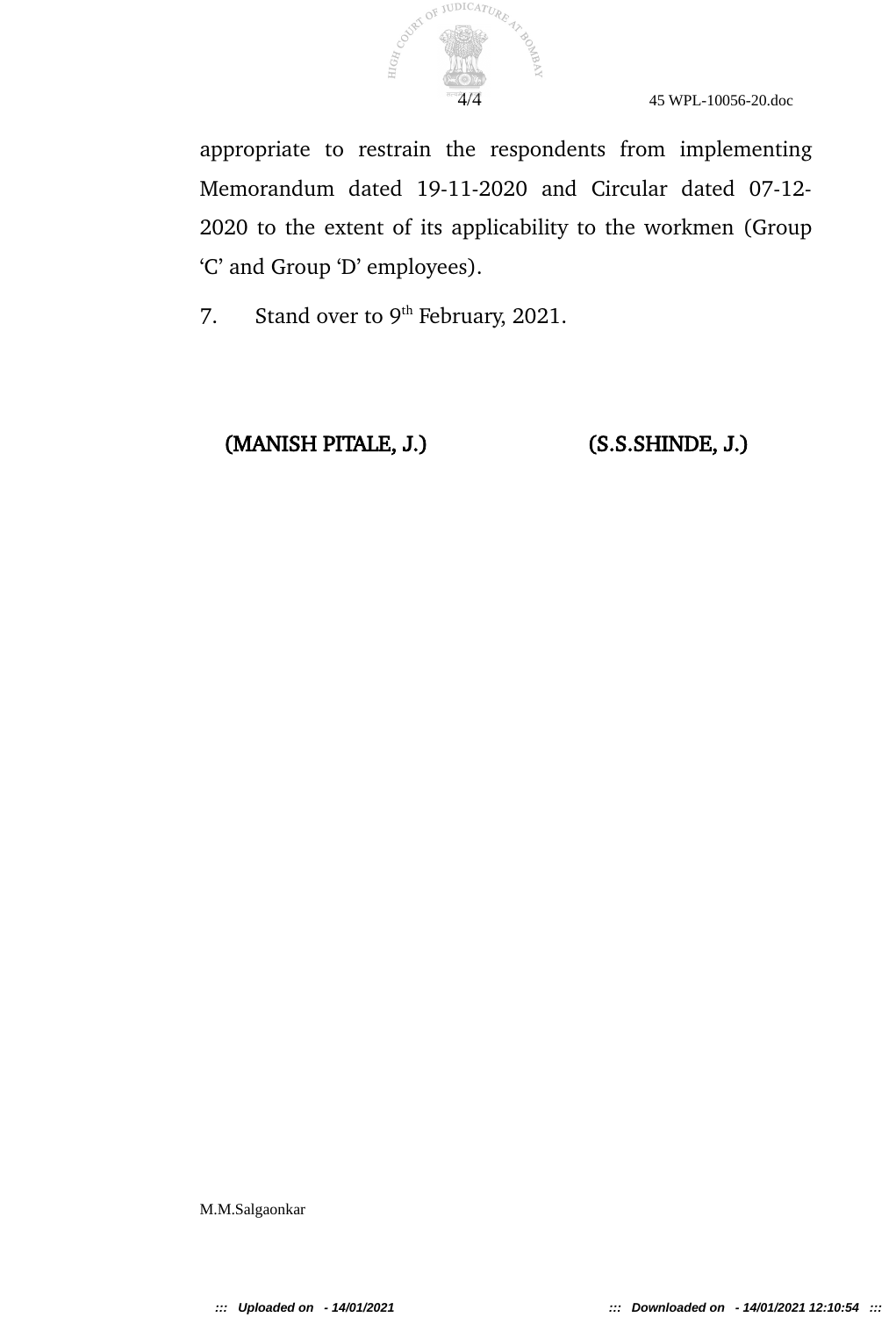appropriate to restrain the respondents from implementing Memorandum dated 19-11-2020 and Circular dated 07-12-2020 to the extent of its applicability to the workmen (Group 'C' and Group 'D' employees).

7. Stand over to 9th February, 2021.

**(MANISH PITALE, J.)** **(S.S.SHINDE, J.)**

M.M.Salgaonkar